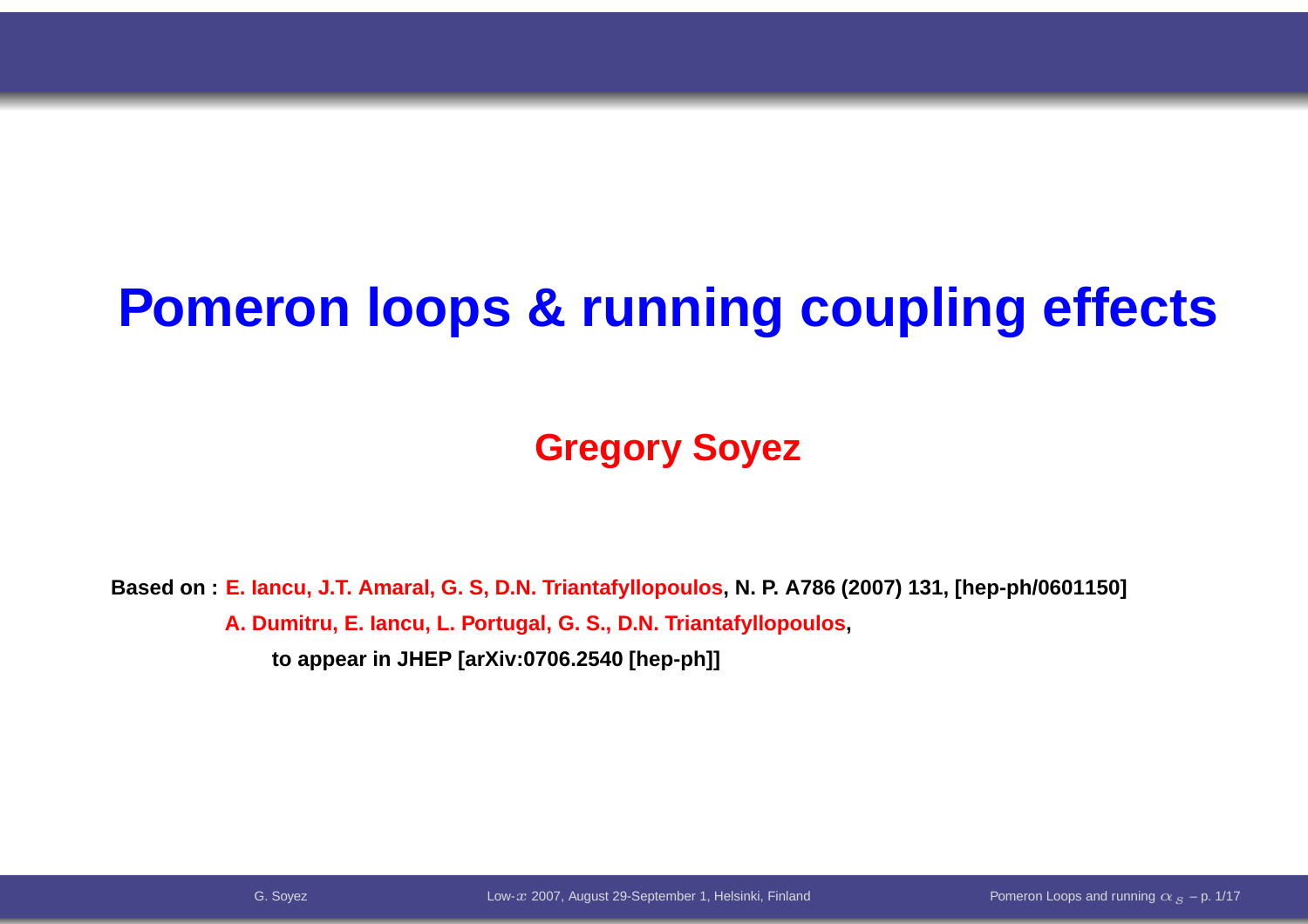# Pomeron loops & running coupling effects

**Gregory Soyez**

**Based on : E. Iancu, J.T. Amaral, G. S, D.N. Triantafyllopoulos, N. P. A786 (2007) 131, [hep-ph/0601150]**

**A. Dumitru, E. Iancu, L. Portugal, G. S., D.N. Triantafyllopoulos,**

**to appear in JHEP [arXiv:0706.2540 [hep-ph]]**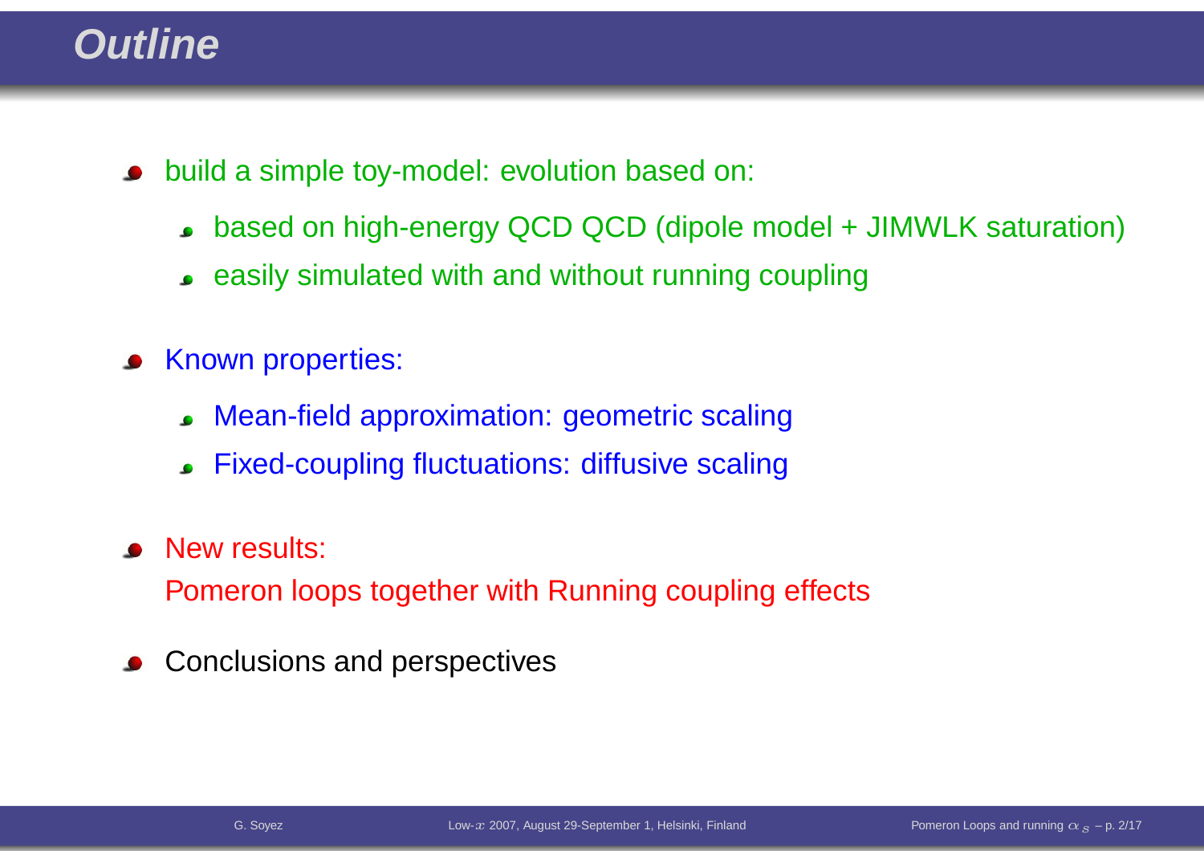# Outline

- build a simple toy-model: evolution based on:
  - based on high-energy QCD QCD (dipole model + JIMWLK saturation)
  - easily simulated with and without running coupling
- Known properties:
  - Mean-field approximation: geometric scaling
  - Fixed-coupling fluctuations: diffusive scaling
- New results:
  Pomeron loops together with Running coupling effects
- Conclusions and perspectives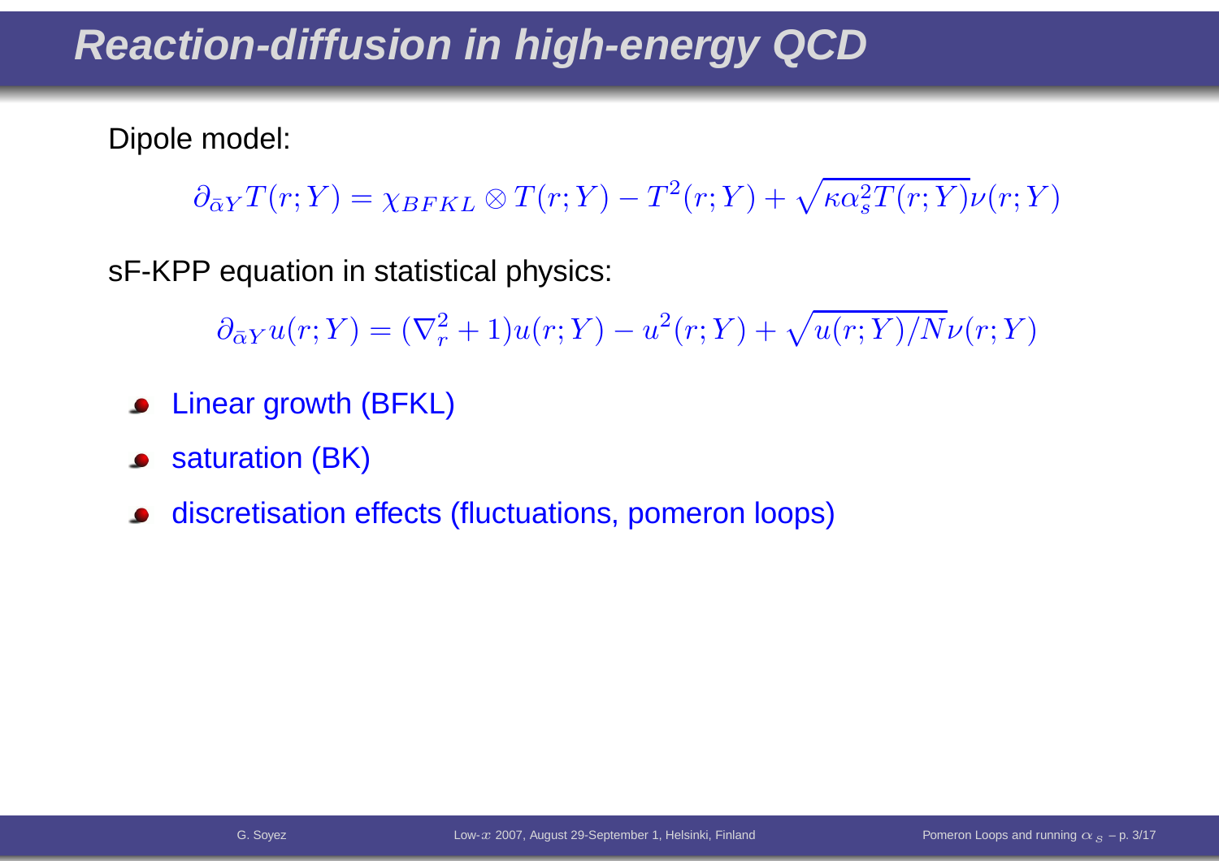# Reaction-diffusion in high-energy QCD

Dipole model:

$$\partial_{\bar{\alpha}Y} T(r;Y) = \chi_{BFKL} \otimes T(r;Y) - T^2(r;Y) + \sqrt{\kappa \alpha_s^2 T(r;Y)}\,\nu(r;Y)$$

sF-KPP equation in statistical physics:

$$\partial_{\bar{\alpha}Y} u(r;Y) = (\nabla_r^2 + 1) u(r;Y) - u^2(r;Y) + \sqrt{u(r;Y)/N}\,\nu(r;Y)$$

- Linear growth (BFKL)
- saturation (BK)
- discretisation effects (fluctuations, pomeron loops)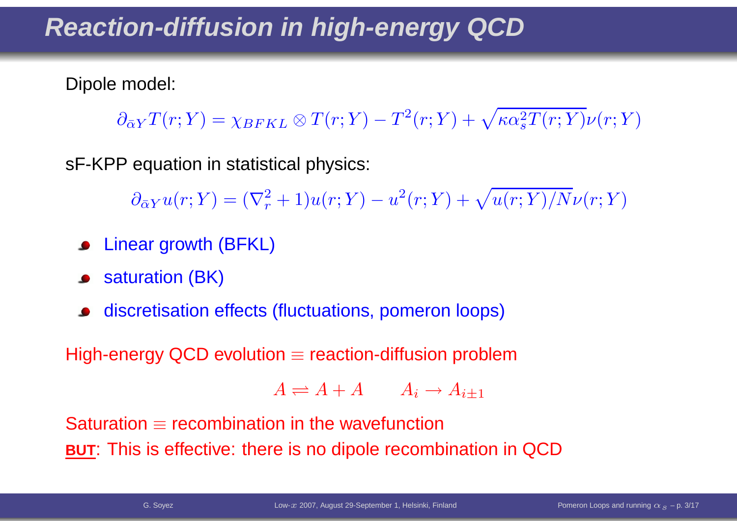# Reaction-diffusion in high-energy QCD

Dipole model:

$$\partial_{\bar{\alpha}Y} T(r;Y) = \chi_{BFKL} \otimes T(r;Y) - T^2(r;Y) + \sqrt{\kappa \alpha_s^2 T(r;Y)}\,\nu(r;Y)$$

sF-KPP equation in statistical physics:

$$\partial_{\bar{\alpha}Y} u(r;Y) = (\nabla_r^2 + 1) u(r;Y) - u^2(r;Y) + \sqrt{u(r;Y)/N}\,\nu(r;Y)$$

- Linear growth (BFKL)
- saturation (BK)
- discretisation effects (fluctuations, pomeron loops)

High-energy QCD evolution $\equiv$ reaction-diffusion problem

$$A \rightleftharpoons A + A \qquad A_i \to A_{i\pm 1}$$

Saturation $\equiv$ recombination in the wavefunction

**BUT**: This is effective: there is no dipole recombination in QCD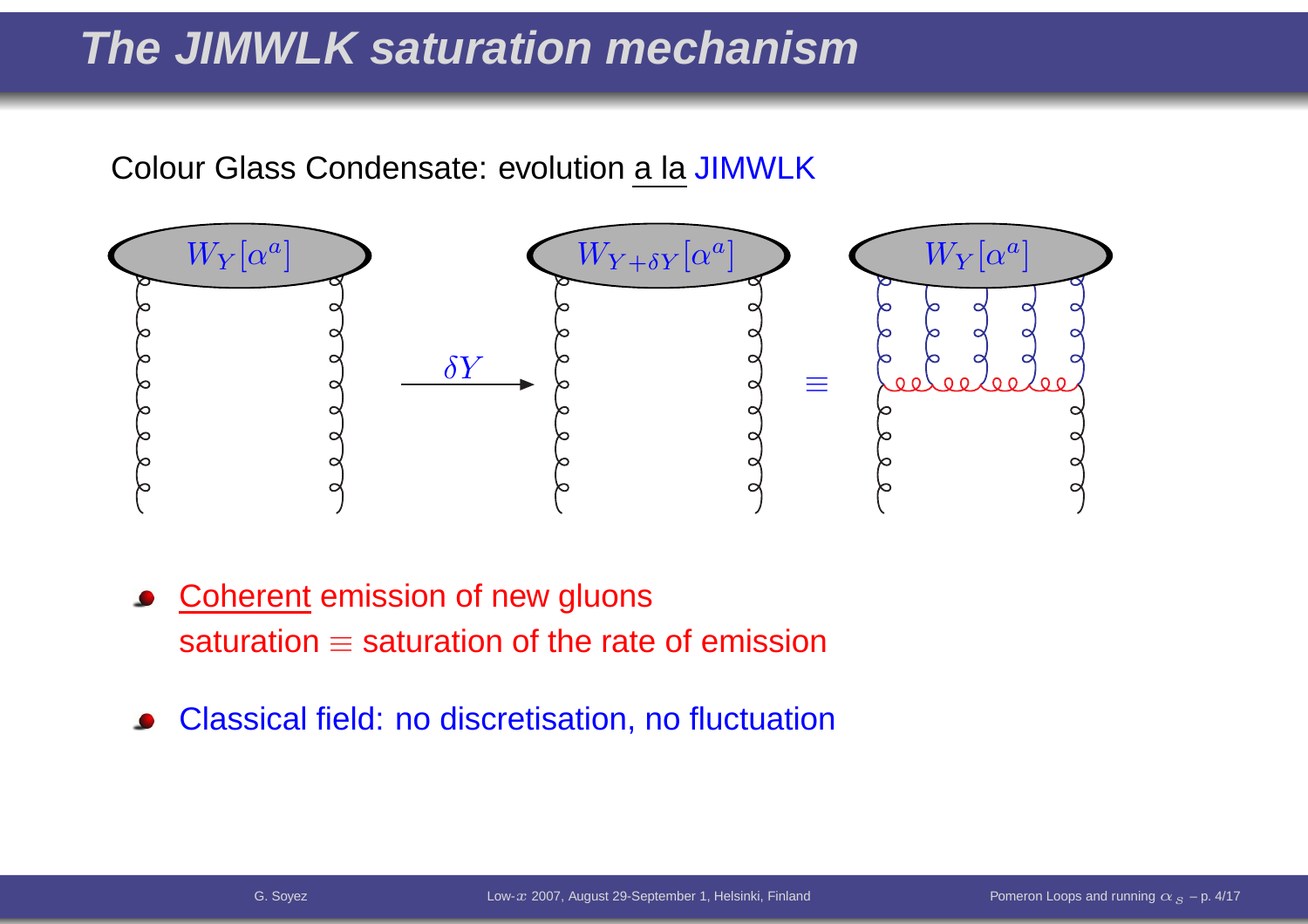# The JIMWLK saturation mechanism

Colour Glass Condensate: evolution a la JIMWLK

$W_Y[\alpha^a]$ $\xrightarrow{\delta Y}$ $W_{Y+\delta Y}[\alpha^a]$ $\equiv$ $W_Y[\alpha^a]$

- Coherent emission of new gluons
  saturation $\equiv$ saturation of the rate of emission
- Classical field: no discretisation, no fluctuation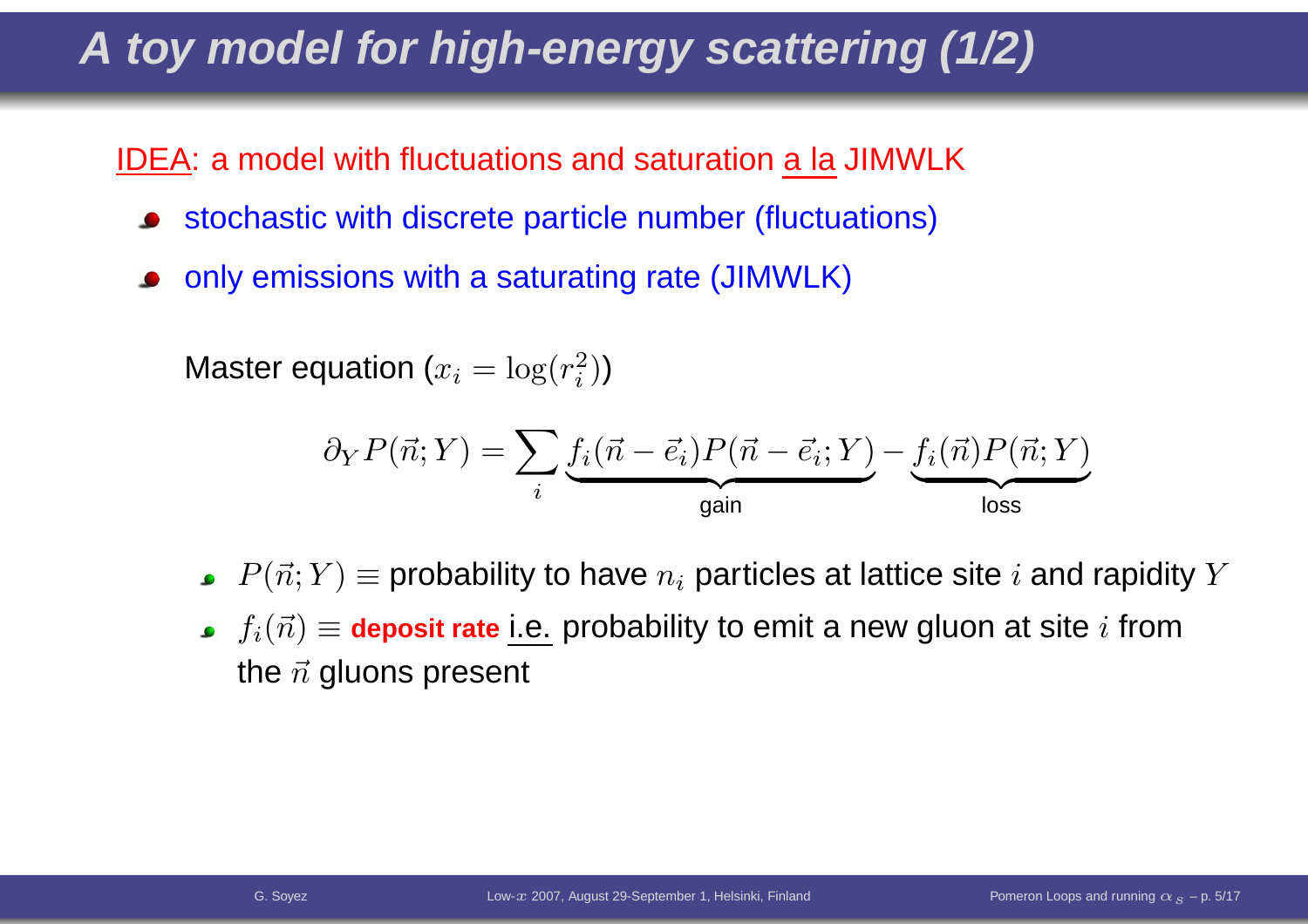# A toy model for high-energy scattering (1/2)

IDEA: a model with fluctuations and saturation a la JIMWLK

- stochastic with discrete particle number (fluctuations)
- only emissions with a saturating rate (JIMWLK)

Master equation ($x_i = \log(r_i^2)$)

$$\partial_Y P(\vec{n};Y) = \sum_i \underbrace{f_i(\vec{n}-\vec{e}_i)P(\vec{n}-\vec{e}_i;Y)}_{\text{gain}} - \underbrace{f_i(\vec{n})P(\vec{n};Y)}_{\text{loss}}$$

- $P(\vec{n};Y) \equiv$ probability to have $n_i$ particles at lattice site $i$ and rapidity $Y$
- $f_i(\vec{n}) \equiv$ **deposit rate** i.e. probability to emit a new gluon at site $i$ from the $\vec{n}$ gluons present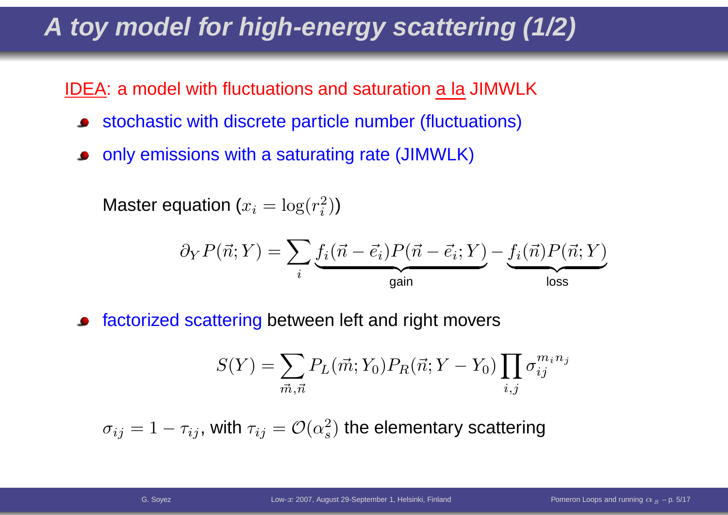# A toy model for high-energy scattering (1/2)

IDEA: a model with fluctuations and saturation a la JIMWLK

- stochastic with discrete particle number (fluctuations)
- only emissions with a saturating rate (JIMWLK)

  Master equation ($x_i = \log(r_i^2)$)

$$\partial_Y P(\vec{n};Y) = \sum_i \underbrace{f_i(\vec{n}-\vec{e}_i)P(\vec{n}-\vec{e}_i;Y)}_{\text{gain}} - \underbrace{f_i(\vec{n})P(\vec{n};Y)}_{\text{loss}}$$

- factorized scattering between left and right movers

$$S(Y) = \sum_{\vec{m},\vec{n}} P_L(\vec{m};Y_0)P_R(\vec{n};Y-Y_0)\prod_{i,j}\sigma_{ij}^{m_i n_j}$$

$\sigma_{ij} = 1 - \tau_{ij}$, with $\tau_{ij} = \mathcal{O}(\alpha_s^2)$ the elementary scattering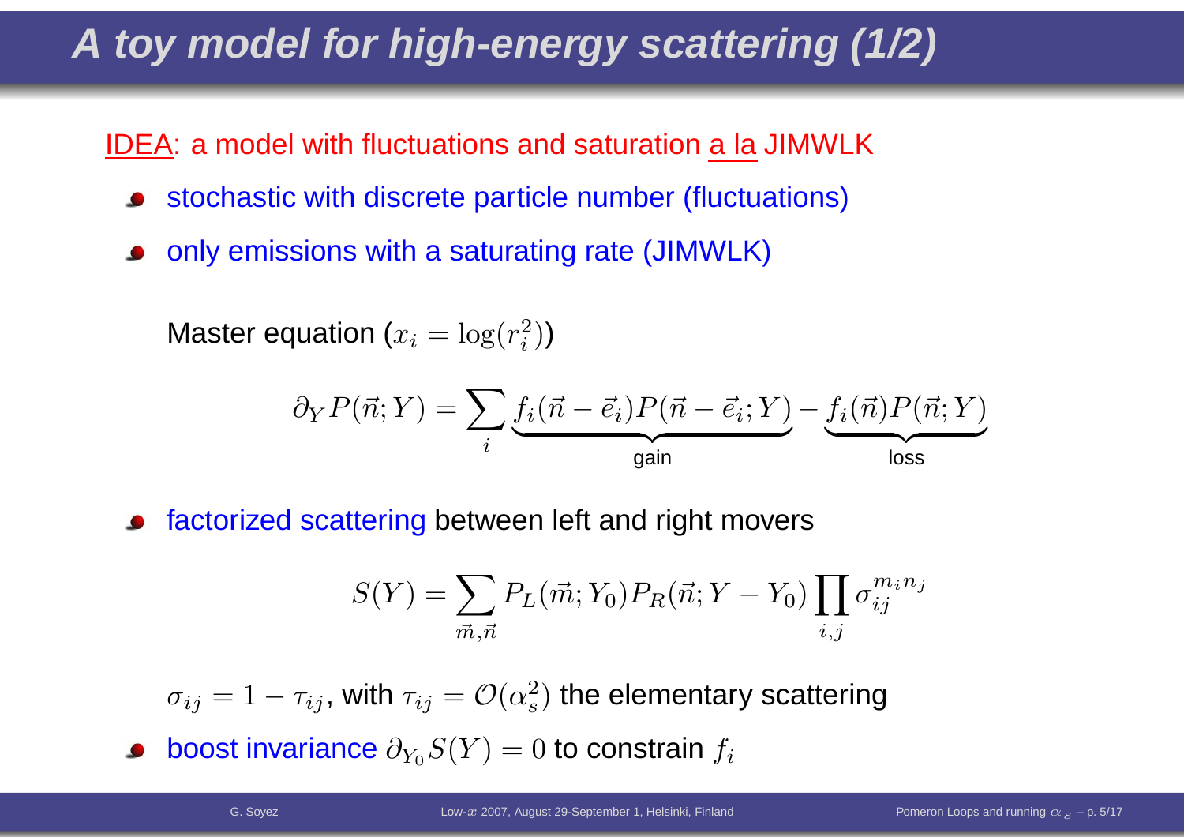# A toy model for high-energy scattering (1/2)

IDEA: a model with fluctuations and saturation a la JIMWLK

- stochastic with discrete particle number (fluctuations)
- only emissions with a saturating rate (JIMWLK)

  Master equation ($x_i = \log(r_i^2)$)

$$\partial_Y P(\vec{n};Y) = \sum_i \underbrace{f_i(\vec{n}-\vec{e}_i)P(\vec{n}-\vec{e}_i;Y)}_{\text{gain}} - \underbrace{f_i(\vec{n})P(\vec{n};Y)}_{\text{loss}}$$

- factorized scattering between left and right movers

$$S(Y) = \sum_{\vec{m},\vec{n}} P_L(\vec{m};Y_0)P_R(\vec{n};Y-Y_0)\prod_{i,j}\sigma_{ij}^{m_i n_j}$$

  $\sigma_{ij} = 1 - \tau_{ij}$, with $\tau_{ij} = \mathcal{O}(\alpha_s^2)$ the elementary scattering

- boost invariance $\partial_{Y_0} S(Y) = 0$ to constrain $f_i$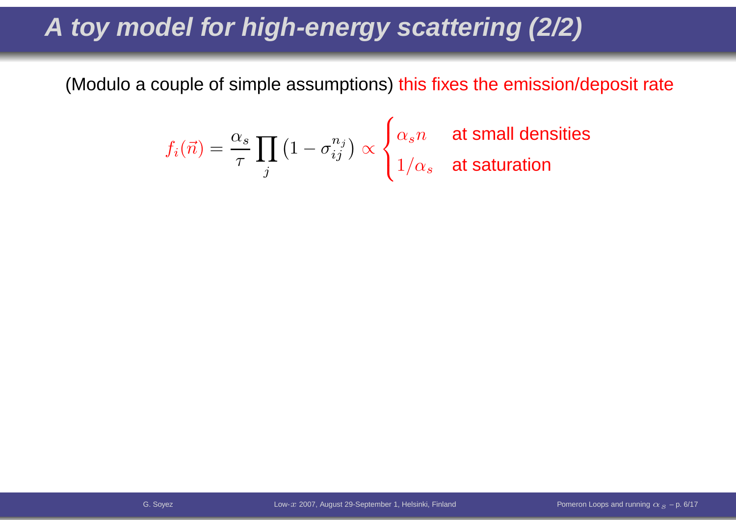# A toy model for high-energy scattering (2/2)

(Modulo a couple of simple assumptions) this fixes the emission/deposit rate

$$f_i(\vec{n}) = \frac{\alpha_s}{\tau} \prod_j \left(1 - \sigma_{ij}^{n_j}\right) \propto \begin{cases} \alpha_s n & \text{at small densities} \\ 1/\alpha_s & \text{at saturation} \end{cases}$$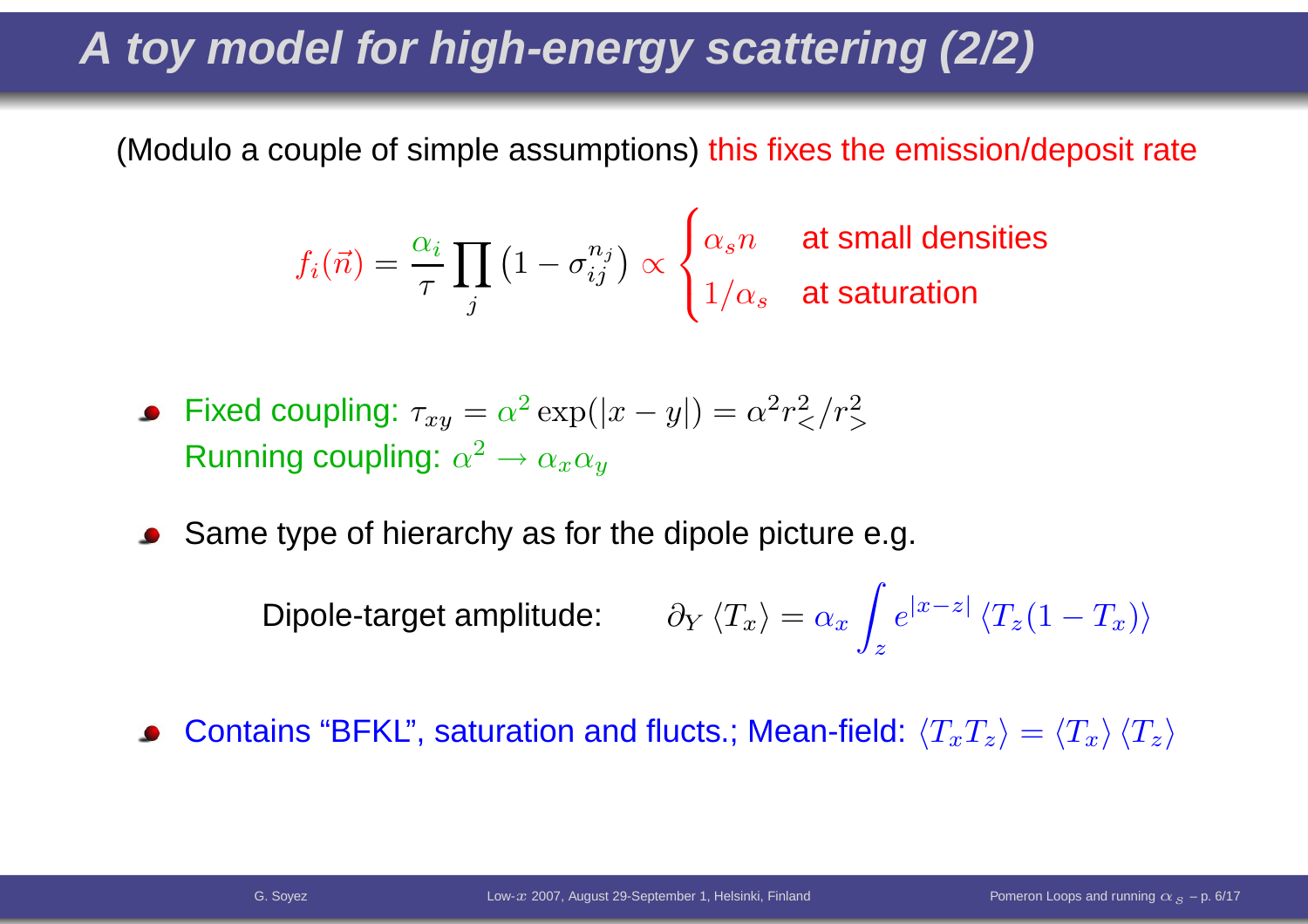# A toy model for high-energy scattering (2/2)

(Modulo a couple of simple assumptions) this fixes the emission/deposit rate

$$f_i(\vec{n}) = \frac{\alpha_i}{\tau} \prod_j \left(1 - \sigma_{ij}^{n_j}\right) \propto \begin{cases} \alpha_s n & \text{at small densities} \\ 1/\alpha_s & \text{at saturation} \end{cases}$$

- Fixed coupling: $\tau_{xy} = \alpha^2 \exp(|x-y|) = \alpha^2 r_<^2 / r_>^2$
  Running coupling: $\alpha^2 \to \alpha_x \alpha_y$

- Same type of hierarchy as for the dipole picture e.g.

  Dipole-target amplitude: $$\partial_Y \langle T_x \rangle = \alpha_x \int_z e^{|x-z|} \langle T_z (1 - T_x) \rangle$$

- Contains "BFKL", saturation and flucts.; Mean-field: $\langle T_x T_z \rangle = \langle T_x \rangle \langle T_z \rangle$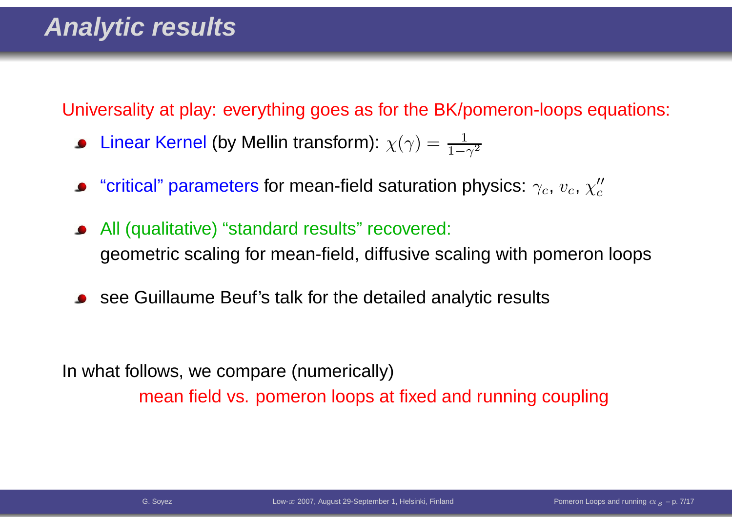# Analytic results

Universality at play: everything goes as for the BK/pomeron-loops equations:

- Linear Kernel (by Mellin transform): $\chi(\gamma) = \frac{1}{1-\gamma^2}$
- "critical" parameters for mean-field saturation physics: $\gamma_c$, $v_c$, $\chi''_c$
- All (qualitative) "standard results" recovered:
  geometric scaling for mean-field, diffusive scaling with pomeron loops
- see Guillaume Beuf's talk for the detailed analytic results

In what follows, we compare (numerically)

mean field vs. pomeron loops at fixed and running coupling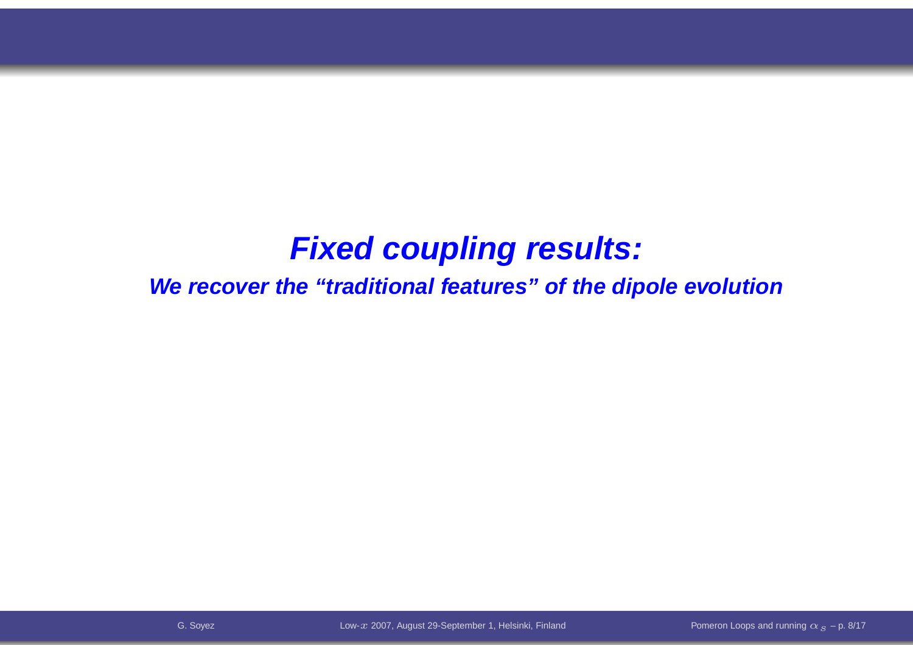# ***Fixed coupling results:***

***We recover the “traditional features” of the dipole evolution***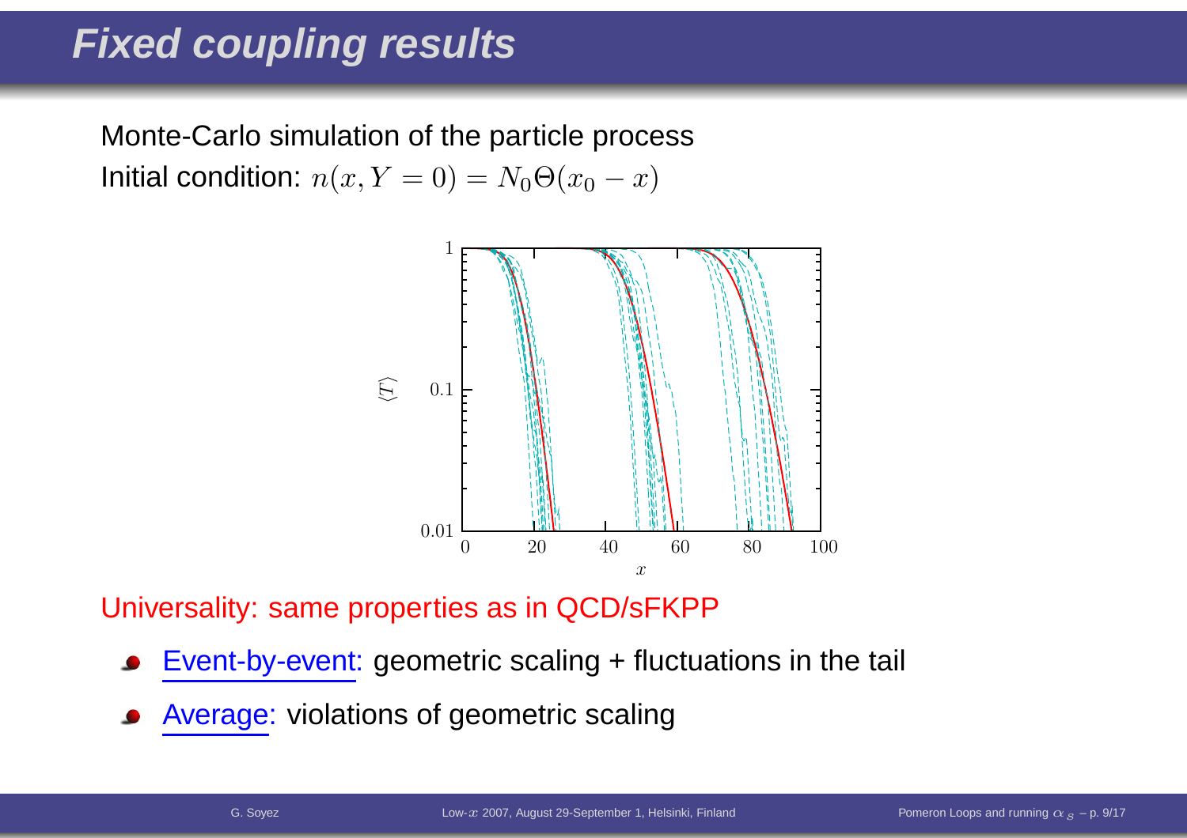# Fixed coupling results

Monte-Carlo simulation of the particle process

Initial condition: $n(x, Y = 0) = N_0 \Theta(x_0 - x)$

Universality: same properties as in QCD/sFKPP

- Event-by-event: geometric scaling + fluctuations in the tail
- Average: violations of geometric scaling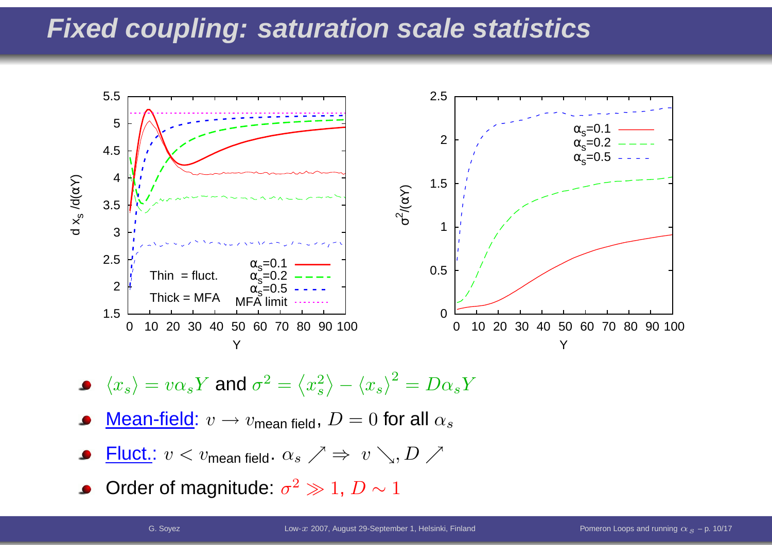# Fixed coupling: saturation scale statistics

- $\langle x_s \rangle = v\alpha_s Y$ and $\sigma^2 = \langle x_s^2 \rangle - \langle x_s \rangle^2 = D\alpha_s Y$
- Mean-field: $v \to v_{\text{mean field}}$, $D = 0$ for all $\alpha_s$
- Fluct.: $v < v_{\text{mean field}}$. $\alpha_s \nearrow \Rightarrow \; v \searrow, D \nearrow$
- Order of magnitude: $\sigma^2 \gg 1$, $D \sim 1$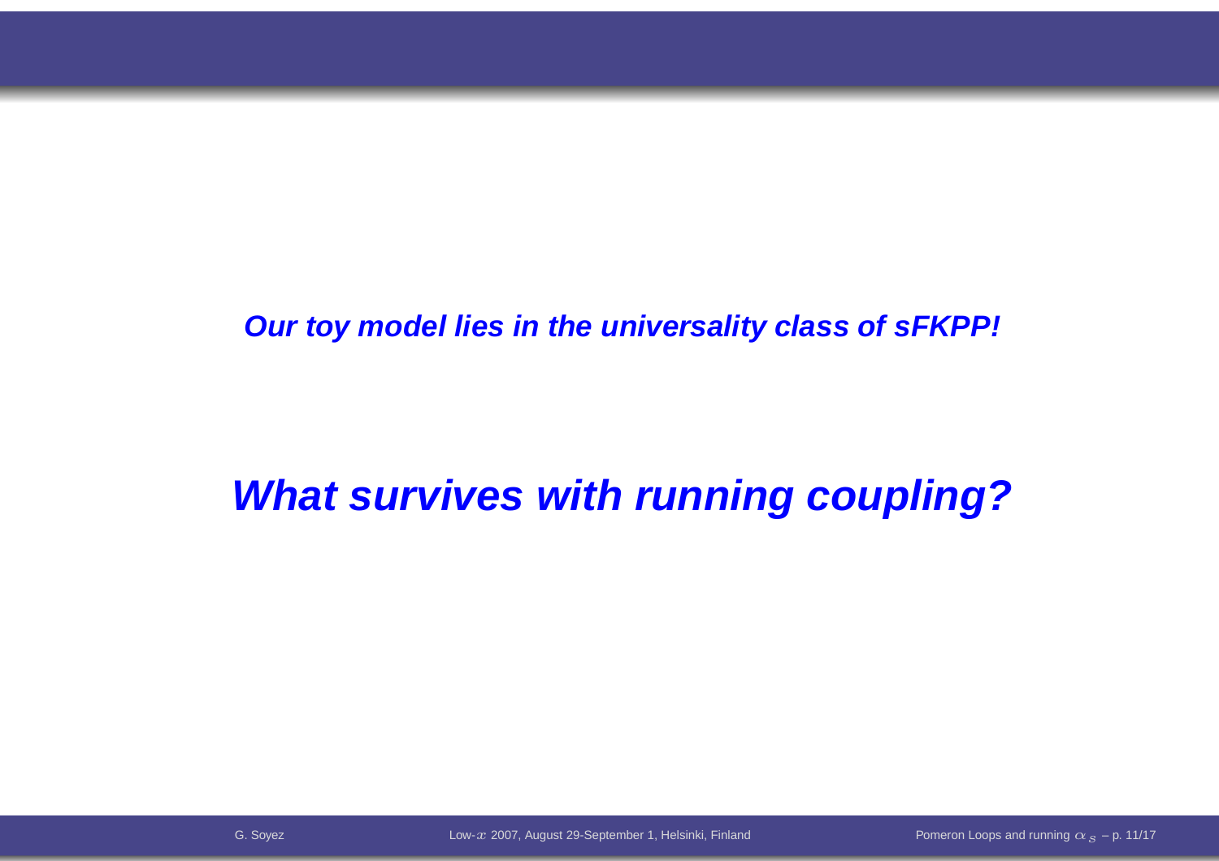***Our toy model lies in the universality class of sFKPP!***

***What survives with running coupling?***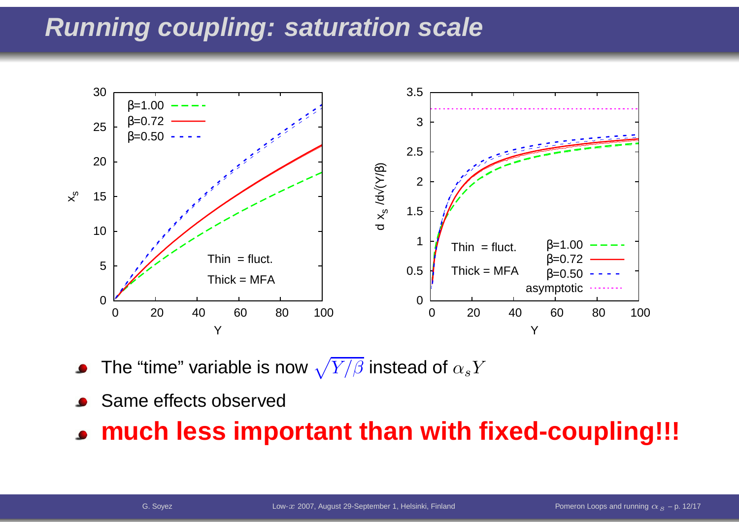# Running coupling: saturation scale

- The "time" variable is now $\sqrt{Y/\beta}$ instead of $\alpha_s Y$
- Same effects observed
- **much less important than with fixed-coupling!!!**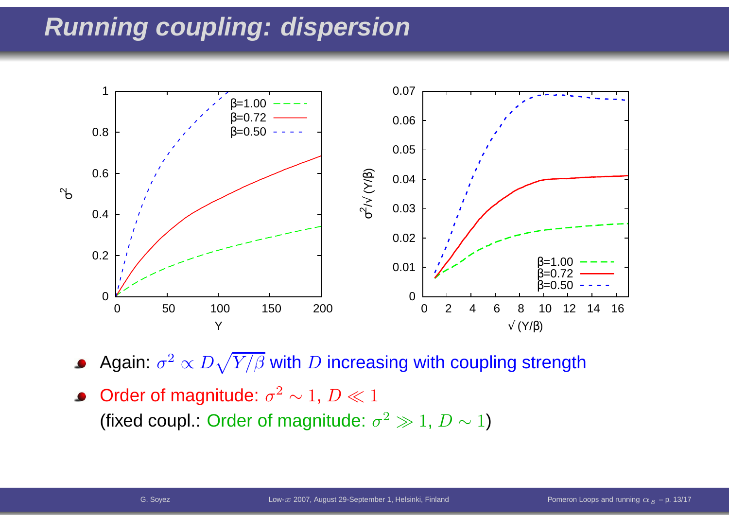# Running coupling: dispersion

- Again: $\sigma^2 \propto D\sqrt{Y/\beta}$ with $D$ increasing with coupling strength
- Order of magnitude: $\sigma^2 \sim 1$, $D \ll 1$
  (fixed coupl.: Order of magnitude: $\sigma^2 \gg 1$, $D \sim 1$)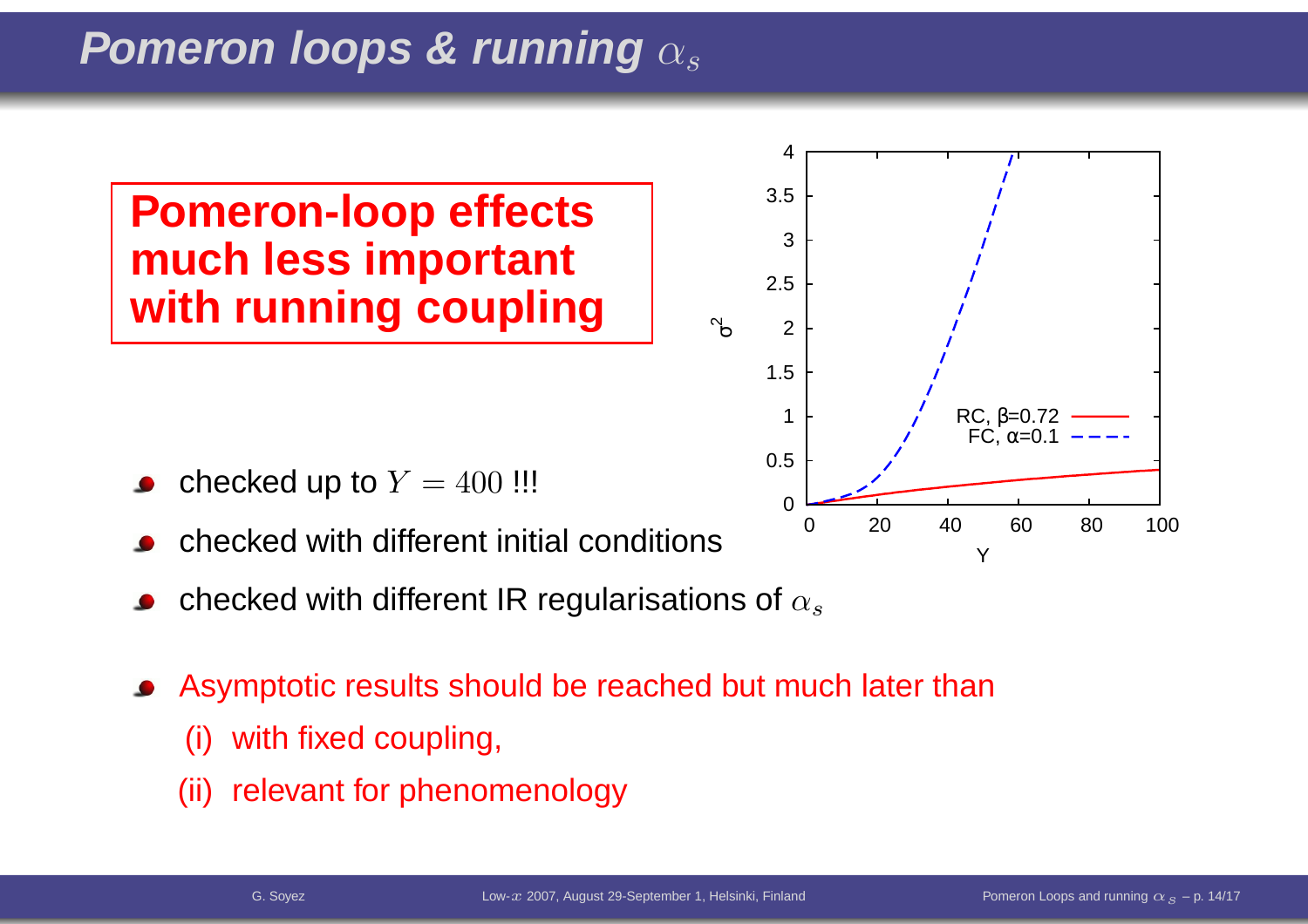# Pomeron loops & running $\alpha_s$

**Pomeron-loop effects much less important with running coupling**

- checked up to $Y = 400$ !!!
- checked with different initial conditions
- checked with different IR regularisations of $\alpha_s$

- Asymptotic results should be reached but much later than
  - (i) with fixed coupling,
  - (ii) relevant for phenomenology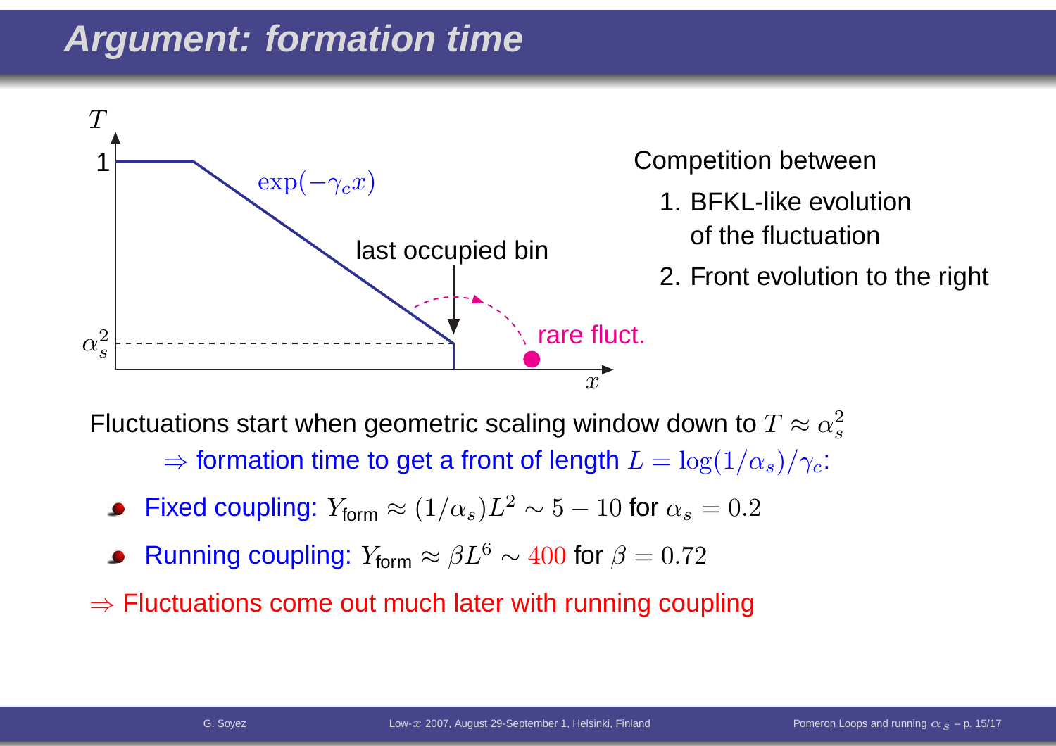# Argument: formation time

Competition between

1. BFKL-like evolution of the fluctuation
2. Front evolution to the right

Fluctuations start when geometric scaling window down to $T \approx \alpha_s^2$

$\Rightarrow$ formation time to get a front of length $L = \log(1/\alpha_s)/\gamma_c$:

- Fixed coupling: $Y_{\text{form}} \approx (1/\alpha_s)L^2 \sim 5 - 10$ for $\alpha_s = 0.2$
- Running coupling: $Y_{\text{form}} \approx \beta L^6 \sim 400$ for $\beta = 0.72$

$\Rightarrow$ Fluctuations come out much later with running coupling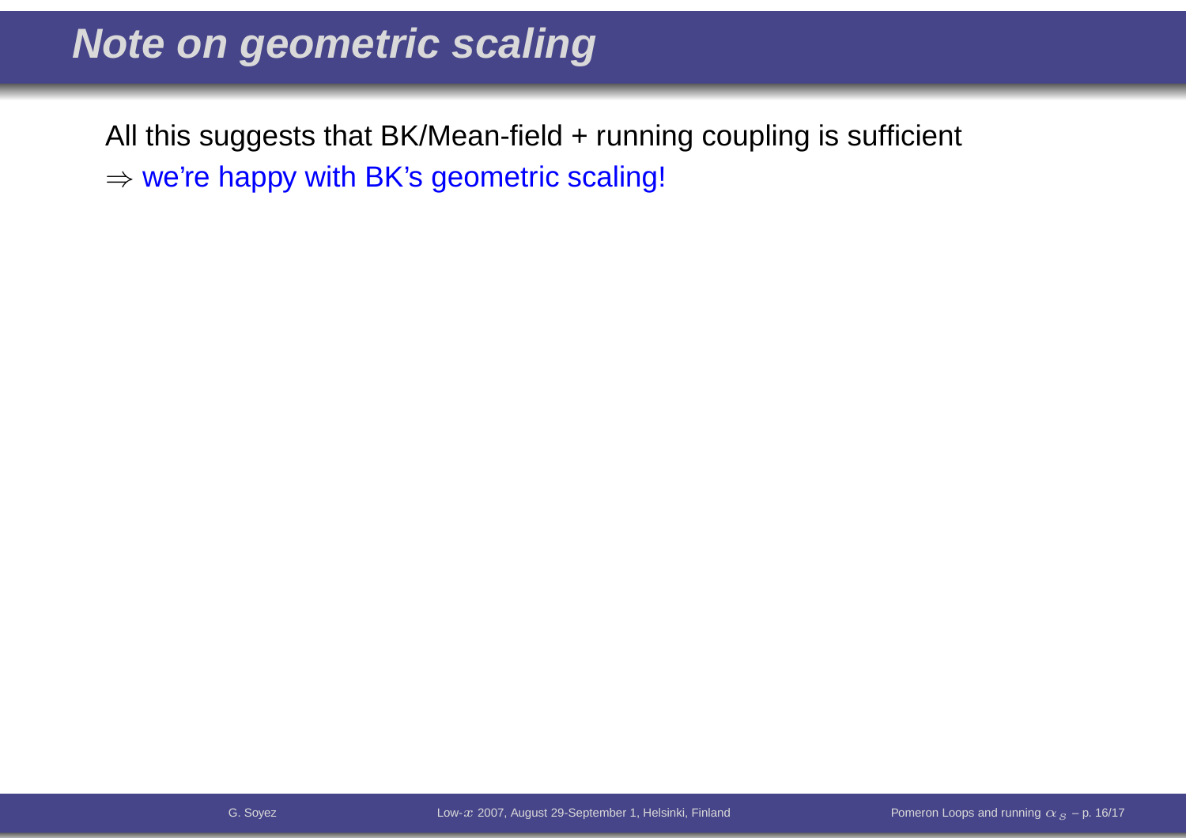# Note on geometric scaling

All this suggests that BK/Mean-field + running coupling is sufficient
$\Rightarrow$ we're happy with BK's geometric scaling!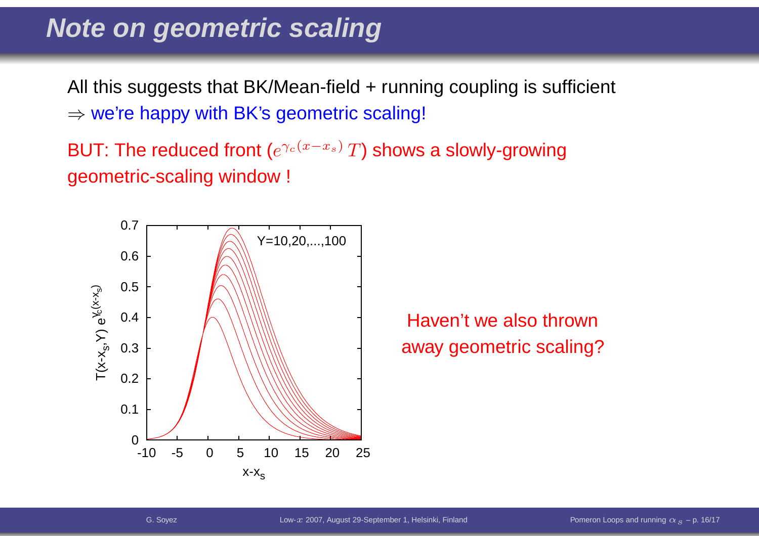# Note on geometric scaling

All this suggests that BK/Mean-field + running coupling is sufficient

$\Rightarrow$ we're happy with BK's geometric scaling!

BUT: The reduced front ($e^{\gamma_c(x-x_s)}\,T$) shows a slowly-growing geometric-scaling window !

Haven't we also thrown away geometric scaling?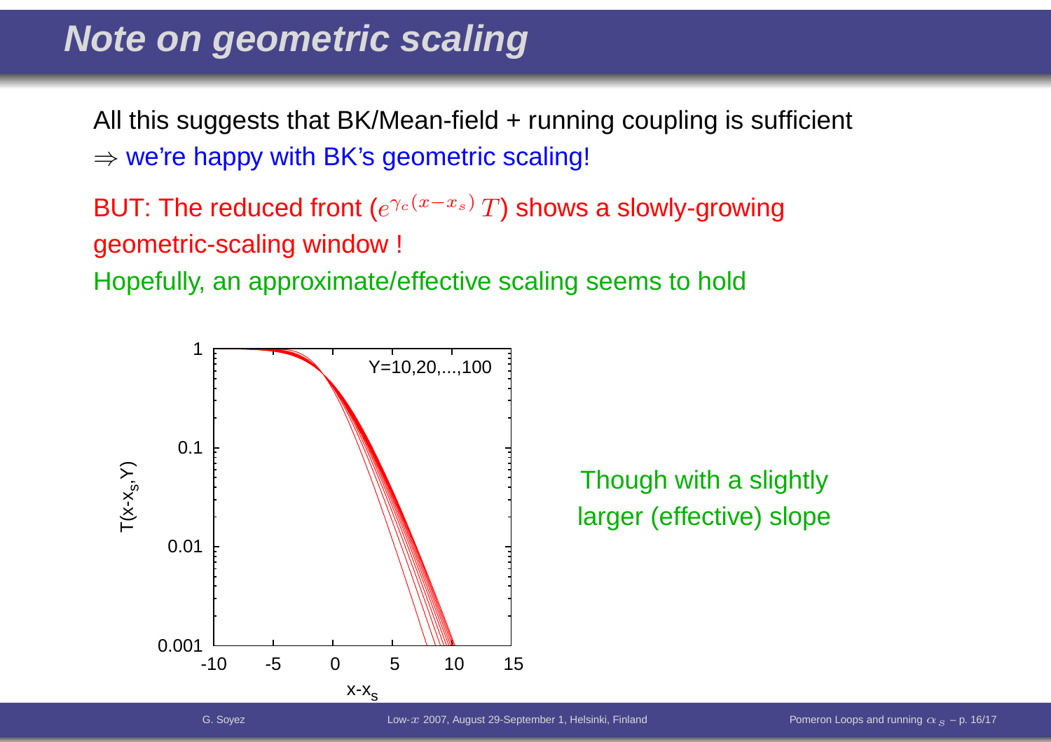# Note on geometric scaling

All this suggests that BK/Mean-field + running coupling is sufficient
$\Rightarrow$ we're happy with BK's geometric scaling!

BUT: The reduced front ($e^{\gamma_c(x-x_s)}\,T$) shows a slowly-growing geometric-scaling window !

Hopefully, an approximate/effective scaling seems to hold

Though with a slightly larger (effective) slope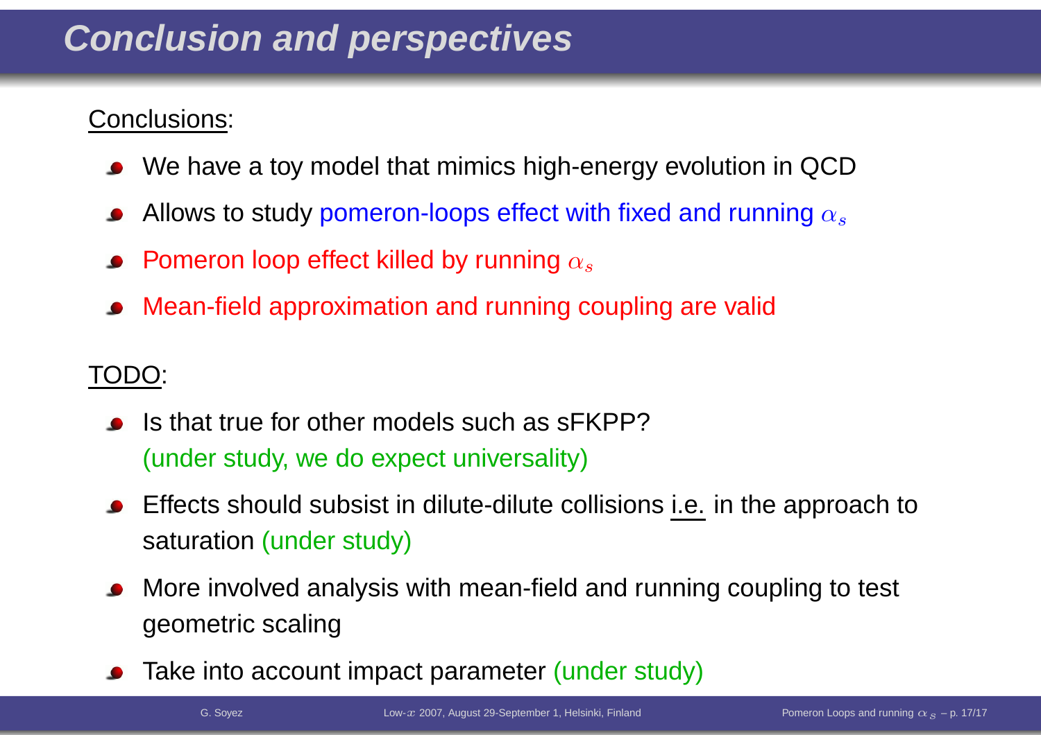# Conclusion and perspectives

Conclusions:

- We have a toy model that mimics high-energy evolution in QCD
- Allows to study pomeron-loops effect with fixed and running $\alpha_s$
- Pomeron loop effect killed by running $\alpha_s$
- Mean-field approximation and running coupling are valid

TODO:

- Is that true for other models such as sFKPP?
  (under study, we do expect universality)
- Effects should subsist in dilute-dilute collisions i.e. in the approach to saturation (under study)
- More involved analysis with mean-field and running coupling to test geometric scaling
- Take into account impact parameter (under study)